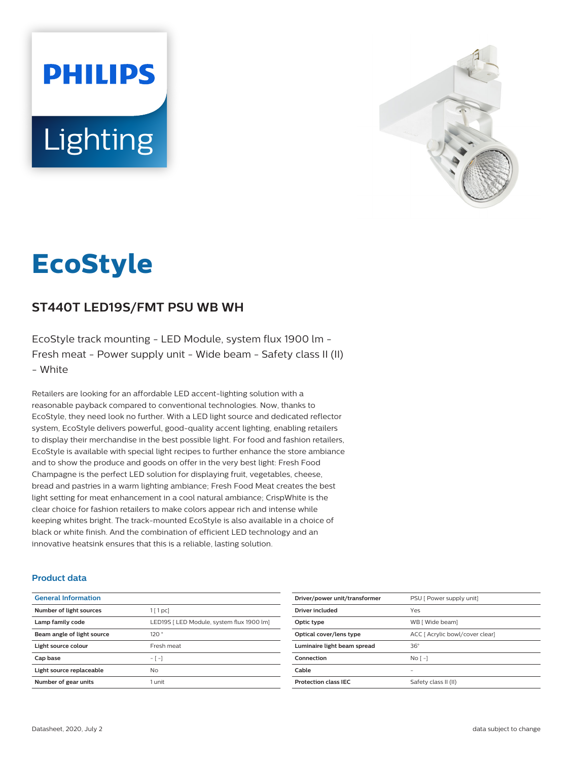PHILIPS Lighting

# EcoStyle

## ST440T LED19S/FMT PSU WB WH

EcoStyle track mounting - LED Module, system flux 1900 lm - Fresh meat - Power supply unit - Wide beam - Safety class II (II) - White

Retailers are looking for an affordable LED accent-lighting solution with a reasonable payback compared to conventional technologies. Now, thanks to EcoStyle, they need look no further. With a LED light source and dedicated reflector system, EcoStyle delivers powerful, good-quality accent lighting, enabling retailers to display their merchandise in the best possible light. For food and fashion retailers, EcoStyle is available with special light recipes to further enhance the store ambiance and to show the produce and goods on offer in the very best light: Fresh Food Champagne is the perfect LED solution for displaying fruit, vegetables, cheese, bread and pastries in a warm lighting ambiance; Fresh Food Meat creates the best light setting for meat enhancement in a cool natural ambiance; CrispWhite is the clear choice for fashion retailers to make colors appear rich and intense while keeping whites bright. The track-mounted EcoStyle is also available in a choice of black or white finish. And the combination of efficient LED technology and an innovative heatsink ensures that this is a reliable, lasting solution.

### Product data

| General Information | |
|---|---|
| Number of light sources | 1 [ 1 pc] |
| Lamp family code | LED19S [ LED Module, system flux 1900 lm] |
| Beam angle of light source | 120 ° |
| Light source colour | Fresh meat |
| Cap base | - [ -] |
| Light source replaceable | No |
| Number of gear units | 1 unit |

| | |
|---|---|
| Driver/power unit/transformer | PSU [ Power supply unit] |
| Driver included | Yes |
| Optic type | WB [ Wide beam] |
| Optical cover/lens type | ACC [ Acrylic bowl/cover clear] |
| Luminaire light beam spread | 36° |
| Connection | No [ -] |
| Cable | - |
| Protection class IEC | Safety class II (II) |

Datasheet, 2020, July 2 data subject to change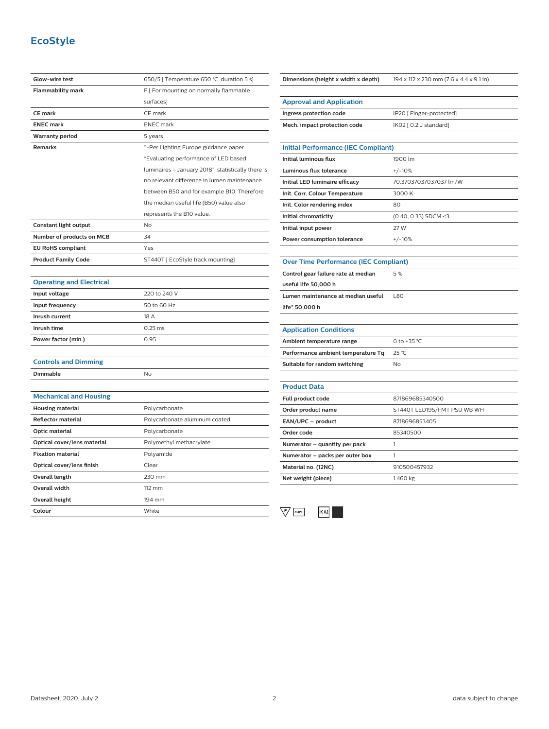# EcoStyle

| | |
|---|---|
| Glow-wire test | 650/5 [ Temperature 650 °C, duration 5 s] |
| Flammability mark | F [ For mounting on normally flammable surfaces] |
| CE mark | CE mark |
| ENEC mark | ENEC mark |
| Warranty period | 5 years |
| Remarks | *-Per Lighting Europe guidance paper "Evaluating performance of LED based luminaires - January 2018": statistically there is no relevant difference in lumen maintenance between B50 and for example B10. Therefore the median useful life (B50) value also represents the B10 value. |
| Constant light output | No |
| Number of products on MCB | 34 |
| EU RoHS compliant | Yes |
| Product Family Code | ST440T [ EcoStyle track mounting] |

## Operating and Electrical

| | |
|---|---|
| Input voltage | 220 to 240 V |
| Input frequency | 50 to 60 Hz |
| Inrush current | 18 A |
| Inrush time | 0.25 ms |
| Power factor (min.) | 0.95 |

## Controls and Dimming

| | |
|---|---|
| Dimmable | No |

## Mechanical and Housing

| | |
|---|---|
| Housing material | Polycarbonate |
| Reflector material | Polycarbonate aluminum coated |
| Optic material | Polycarbonate |
| Optical cover/lens material | Polymethyl methacrylate |
| Fixation material | Polyamide |
| Optical cover/lens finish | Clear |
| Overall length | 230 mm |
| Overall width | 112 mm |
| Overall height | 194 mm |
| Colour | White |
| Dimensions (height x width x depth) | 194 x 112 x 230 mm (7.6 x 4.4 x 9.1 in) |

## Approval and Application

| | |
|---|---|
| Ingress protection code | IP20 [ Finger-protected] |
| Mech. impact protection code | IK02 [ 0.2 J standard] |

## Initial Performance (IEC Compliant)

| | |
|---|---|
| Initial luminous flux | 1900 lm |
| Luminous flux tolerance | +/-10% |
| Initial LED luminaire efficacy | 70.37037037037037 lm/W |
| Init. Corr. Colour Temperature | 3000 K |
| Init. Color rendering index | 80 |
| Initial chromaticity | (0.40, 0.33) SDCM <3 |
| Initial input power | 27 W |
| Power consumption tolerance | +/-10% |

## Over Time Performance (IEC Compliant)

| | |
|---|---|
| Control gear failure rate at median useful life 50,000 h | 5 % |
| Lumen maintenance at median useful life* 50,000 h | L80 |

## Application Conditions

| | |
|---|---|
| Ambient temperature range | 0 to +35 °C |
| Performance ambient temperature Tq | 25 °C |
| Suitable for random switching | No |

## Product Data

| | |
|---|---|
| Full product code | 871869685340500 |
| Order product name | ST440T LED19S/FMT PSU WB WH |
| EAN/UPC – product | 8718696853405 |
| Order code | 85340500 |
| Numerator – quantity per pack | 1 |
| Numerator – packs per outer box | 1 |
| Material no. (12NC) | 910500457932 |
| Net weight (piece) | 1.460 kg |

F 650°C IK02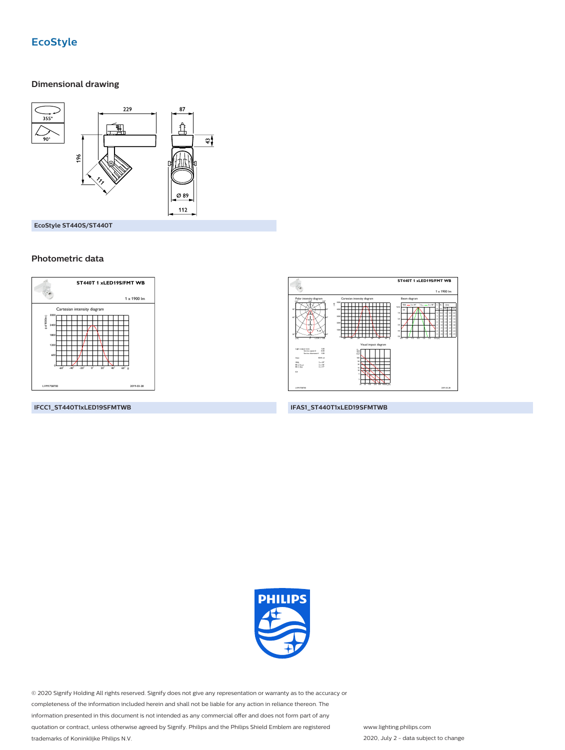## EcoStyle

### Dimensional drawing

355°

90°

229

87

43

196

111

Ø 89

112

EcoStyle ST440S/ST440T

### Photometric data

ST440T 1 xLED19S/FMT WB

1 x 1900 lm

Cartesian intensity diagram

LVM1758700

2019-03-28

IFCC1_ST440T1xLED19SFMTWB

ST440T 1 xLED19S/FMT WB

1 x 1900 lm

Polar intensity diagram

Cartesian intensity diagram

Beam diagram

Visual impact diagram

2019-03-28

IFAS1_ST440T1xLED19SFMTWB

© 2020 Signify Holding All rights reserved. Signify does not give any representation or warranty as to the accuracy or completeness of the information included herein and shall not be liable for any action in reliance thereon. The information presented in this document is not intended as any commercial offer and does not form part of any quotation or contract, unless otherwise agreed by Signify. Philips and the Philips Shield Emblem are registered trademarks of Koninklijke Philips N.V.

www.lighting.philips.com

2020, July 2 - data subject to change